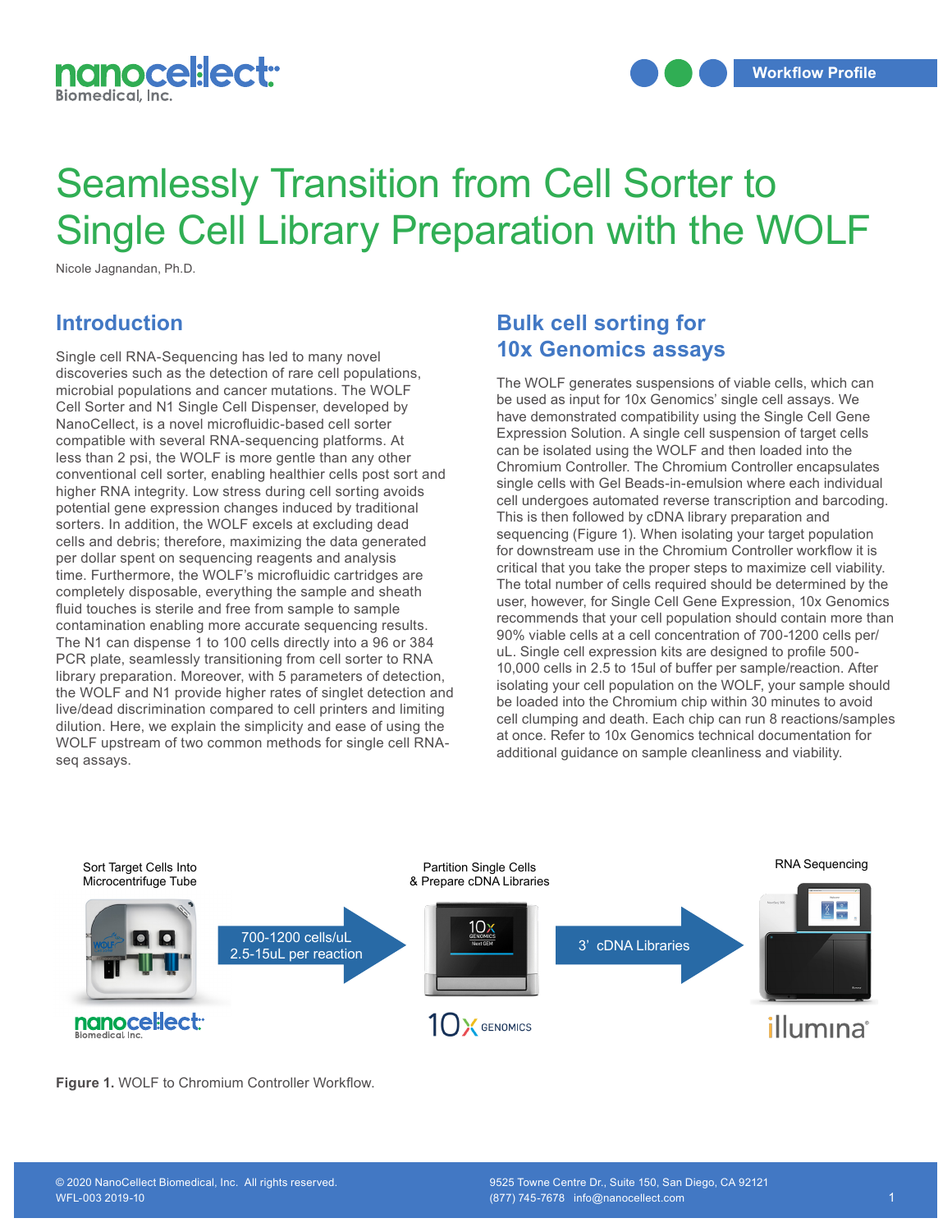# Seamlessly Transition from Cell Sorter to Single Cell Library Preparation with the WOLF

Nicole Jagnandan, Ph.D.

## Introduction

Single cell RNA-Sequencing has led to many novel discoveries such as the detection of rare cell populations, microbial populations and cancer mutations. The WOLF Cell Sorter and N1 Single Cell Dispenser, developed by NanoCellect, is a novel microfluidic-based cell sorter compatible with several RNA-sequencing platforms. At less than 2 psi, the WOLF is more gentle than any other conventional cell sorter, enabling healthier cells post sort and higher RNA integrity. Low stress during cell sorting avoids potential gene expression changes induced by traditional sorters. In addition, the WOLF excels at excluding dead cells and debris; therefore, maximizing the data generated per dollar spent on sequencing reagents and analysis time. Furthermore, the WOLF's microfluidic cartridges are completely disposable, everything the sample and sheath fluid touches is sterile and free from sample to sample contamination enabling more accurate sequencing results. The N1 can dispense 1 to 100 cells directly into a 96 or 384 PCR plate, seamlessly transitioning from cell sorter to RNA library preparation. Moreover, with 5 parameters of detection, the WOLF and N1 provide higher rates of singlet detection and live/dead discrimination compared to cell printers and limiting dilution. Here, we explain the simplicity and ease of using the WOLF upstream of two common methods for single cell RNA-seq assays.

## Bulk cell sorting for 10x Genomics assays

The WOLF generates suspensions of viable cells, which can be used as input for 10x Genomics' single cell assays. We have demonstrated compatibility using the Single Cell Gene Expression Solution. A single cell suspension of target cells can be isolated using the WOLF and then loaded into the Chromium Controller. The Chromium Controller encapsulates single cells with Gel Beads-in-emulsion where each individual cell undergoes automated reverse transcription and barcoding. This is then followed by cDNA library preparation and sequencing (Figure 1). When isolating your target population for downstream use in the Chromium Controller workflow it is critical that you take the proper steps to maximize cell viability. The total number of cells required should be determined by the user, however, for Single Cell Gene Expression, 10x Genomics recommends that your cell population should contain more than 90% viable cells at a cell concentration of 700-1200 cells per/uL. Single cell expression kits are designed to profile 500-10,000 cells in 2.5 to 15ul of buffer per sample/reaction. After isolating your cell population on the WOLF, your sample should be loaded into the Chromium chip within 30 minutes to avoid cell clumping and death. Each chip can run 8 reactions/samples at once. Refer to 10x Genomics technical documentation for additional guidance on sample cleanliness and viability.

Sort Target Cells Into Microcentrifuge Tube → 700-1200 cells/uL, 2.5-15uL per reaction → Partition Single Cells & Prepare cDNA Libraries → 3' cDNA Libraries → RNA Sequencing

**Figure 1.** WOLF to Chromium Controller Workflow.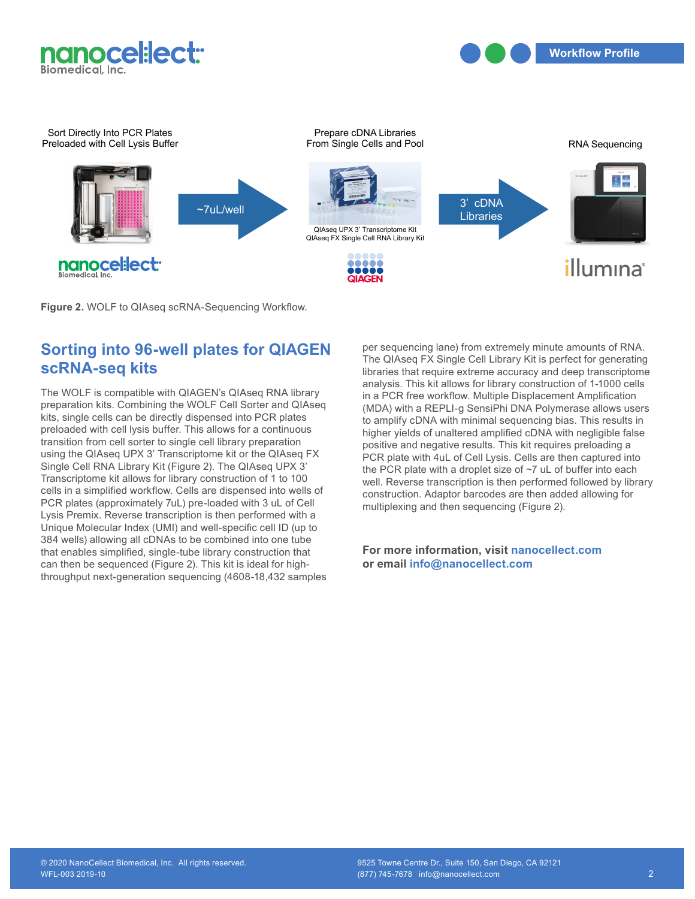Sort Directly Into PCR Plates Preloaded with Cell Lysis Buffer

~7uL/well

Prepare cDNA Libraries From Single Cells and Pool

QIAseq UPX 3' Transcriptome Kit
QIAseq FX Single Cell RNA Library Kit

3' cDNA Libraries

RNA Sequencing

**Figure 2.** WOLF to QIAseq scRNA-Sequencing Workflow.

## Sorting into 96-well plates for QIAGEN scRNA-seq kits

The WOLF is compatible with QIAGEN's QIAseq RNA library preparation kits. Combining the WOLF Cell Sorter and QIAseq kits, single cells can be directly dispensed into PCR plates preloaded with cell lysis buffer. This allows for a continuous transition from cell sorter to single cell library preparation using the QIAseq UPX 3' Transcriptome kit or the QIAseq FX Single Cell RNA Library Kit (Figure 2). The QIAseq UPX 3' Transcriptome kit allows for library construction of 1 to 100 cells in a simplified workflow. Cells are dispensed into wells of PCR plates (approximately 7uL) pre-loaded with 3 uL of Cell Lysis Premix. Reverse transcription is then performed with a Unique Molecular Index (UMI) and well-specific cell ID (up to 384 wells) allowing all cDNAs to be combined into one tube that enables simplified, single-tube library construction that can then be sequenced (Figure 2). This kit is ideal for high-throughput next-generation sequencing (4608-18,432 samples per sequencing lane) from extremely minute amounts of RNA. The QIAseq FX Single Cell Library Kit is perfect for generating libraries that require extreme accuracy and deep transcriptome analysis. This kit allows for library construction of 1-1000 cells in a PCR free workflow. Multiple Displacement Amplification (MDA) with a REPLI-g SensiPhi DNA Polymerase allows users to amplify cDNA with minimal sequencing bias. This results in higher yields of unaltered amplified cDNA with negligible false positive and negative results. This kit requires preloading a PCR plate with 4uL of Cell Lysis. Cells are then captured into the PCR plate with a droplet size of ~7 uL of buffer into each well. Reverse transcription is then performed followed by library construction. Adaptor barcodes are then added allowing for multiplexing and then sequencing (Figure 2).

**For more information, visit nanocellect.com or email info@nanocellect.com**

© 2020 NanoCellect Biomedical, Inc. All rights reserved.
WFL-003 2019-10

9525 Towne Centre Dr., Suite 150, San Diego, CA 92121
(877) 745-7678 info@nanocellect.com